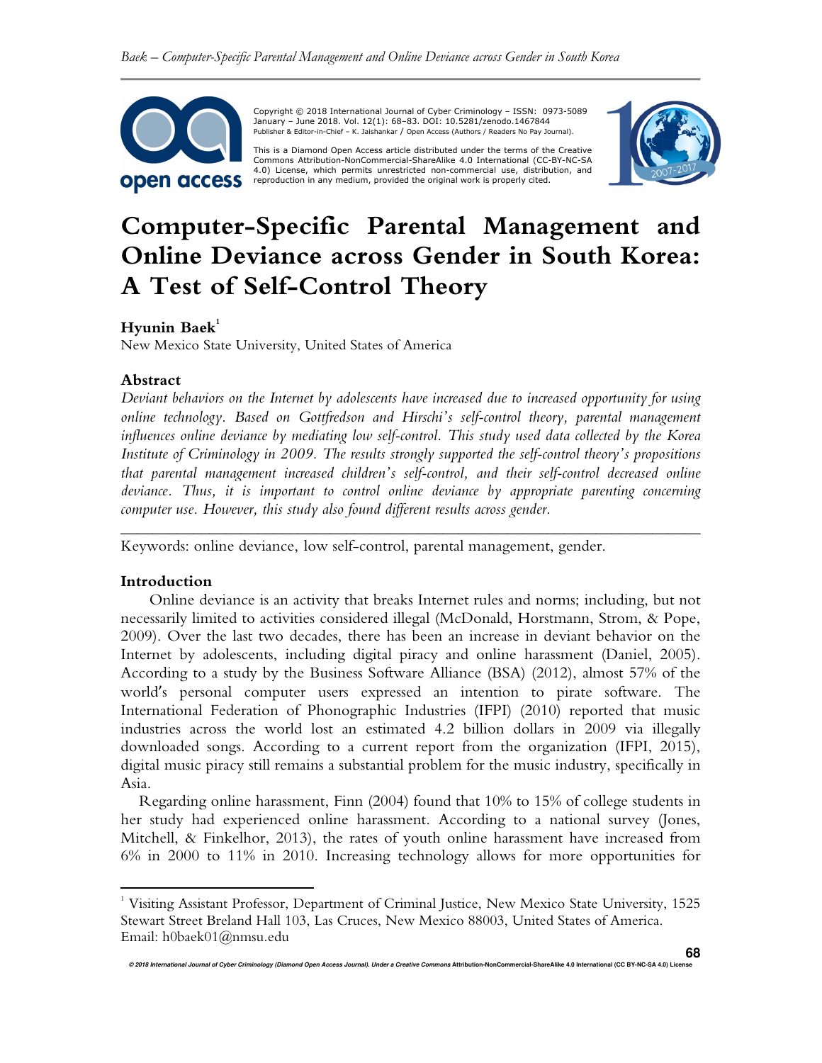Copyright © 2018 International Journal of Cyber Criminology – ISSN: 0973-5089 January – June 2018. Vol. 12(1): 68–83. DOI: 10.5281/zenodo.1467844
Publisher & Editor-in-Chief – K. Jaishankar / Open Access (Authors / Readers No Pay Journal).

This is a Diamond Open Access article distributed under the terms of the Creative Commons Attribution-NonCommercial-ShareAlike 4.0 International (CC-BY-NC-SA 4.0) License, which permits unrestricted non-commercial use, distribution, and reproduction in any medium, provided the original work is properly cited.

# Computer-Specific Parental Management and Online Deviance across Gender in South Korea: A Test of Self-Control Theory

**Hyunin Baek**[1]
New Mexico State University, United States of America

## Abstract

*Deviant behaviors on the Internet by adolescents have increased due to increased opportunity for using online technology. Based on Gottfredson and Hirschi's self-control theory, parental management influences online deviance by mediating low self-control. This study used data collected by the Korea Institute of Criminology in 2009. The results strongly supported the self-control theory's propositions that parental management increased children's self-control, and their self-control decreased online deviance. Thus, it is important to control online deviance by appropriate parenting concerning computer use. However, this study also found different results across gender.*

---

Keywords: online deviance, low self-control, parental management, gender.

## Introduction

Online deviance is an activity that breaks Internet rules and norms; including, but not necessarily limited to activities considered illegal (McDonald, Horstmann, Strom, & Pope, 2009). Over the last two decades, there has been an increase in deviant behavior on the Internet by adolescents, including digital piracy and online harassment (Daniel, 2005). According to a study by the Business Software Alliance (BSA) (2012), almost 57% of the world's personal computer users expressed an intention to pirate software. The International Federation of Phonographic Industries (IFPI) (2010) reported that music industries across the world lost an estimated 4.2 billion dollars in 2009 via illegally downloaded songs. According to a current report from the organization (IFPI, 2015), digital music piracy still remains a substantial problem for the music industry, specifically in Asia.

Regarding online harassment, Finn (2004) found that 10% to 15% of college students in her study had experienced online harassment. According to a national survey (Jones, Mitchell, & Finkelhor, 2013), the rates of youth online harassment have increased from 6% in 2000 to 11% in 2010. Increasing technology allows for more opportunities for

---

[1] Visiting Assistant Professor, Department of Criminal Justice, New Mexico State University, 1525 Stewart Street Breland Hall 103, Las Cruces, New Mexico 88003, United States of America. Email: h0baek01@nmsu.edu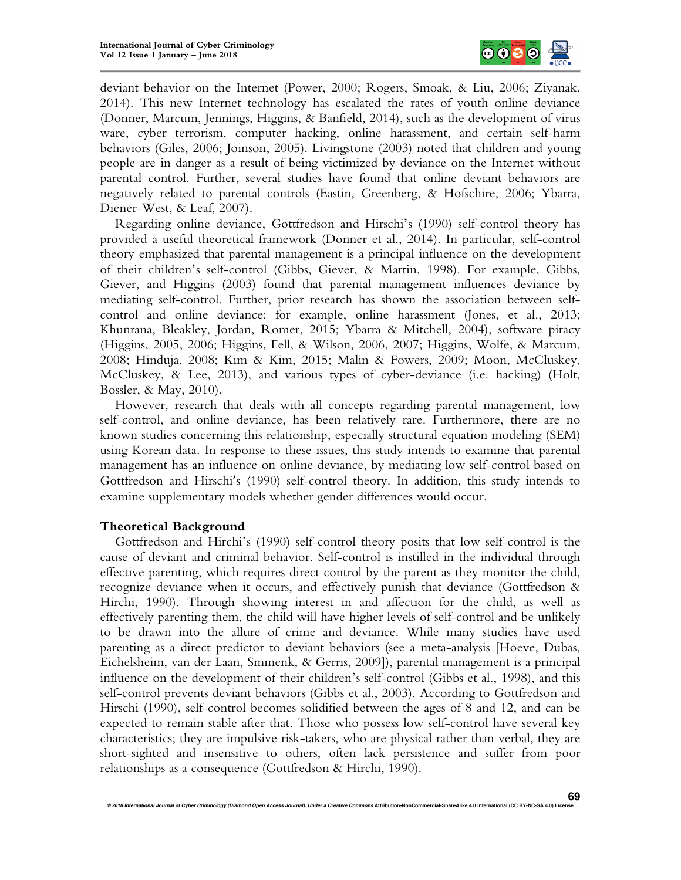deviant behavior on the Internet (Power, 2000; Rogers, Smoak, & Liu, 2006; Ziyanak, 2014). This new Internet technology has escalated the rates of youth online deviance (Donner, Marcum, Jennings, Higgins, & Banfield, 2014), such as the development of virus ware, cyber terrorism, computer hacking, online harassment, and certain self-harm behaviors (Giles, 2006; Joinson, 2005). Livingstone (2003) noted that children and young people are in danger as a result of being victimized by deviance on the Internet without parental control. Further, several studies have found that online deviant behaviors are negatively related to parental controls (Eastin, Greenberg, & Hofschire, 2006; Ybarra, Diener-West, & Leaf, 2007).

Regarding online deviance, Gottfredson and Hirschi's (1990) self-control theory has provided a useful theoretical framework (Donner et al., 2014). In particular, self-control theory emphasized that parental management is a principal influence on the development of their children's self-control (Gibbs, Giever, & Martin, 1998). For example, Gibbs, Giever, and Higgins (2003) found that parental management influences deviance by mediating self-control. Further, prior research has shown the association between self-control and online deviance: for example, online harassment (Jones, et al., 2013; Khunrana, Bleakley, Jordan, Romer, 2015; Ybarra & Mitchell, 2004), software piracy (Higgins, 2005, 2006; Higgins, Fell, & Wilson, 2006, 2007; Higgins, Wolfe, & Marcum, 2008; Hinduja, 2008; Kim & Kim, 2015; Malin & Fowers, 2009; Moon, McCluskey, McCluskey, & Lee, 2013), and various types of cyber-deviance (i.e. hacking) (Holt, Bossler, & May, 2010).

However, research that deals with all concepts regarding parental management, low self-control, and online deviance, has been relatively rare. Furthermore, there are no known studies concerning this relationship, especially structural equation modeling (SEM) using Korean data. In response to these issues, this study intends to examine that parental management has an influence on online deviance, by mediating low self-control based on Gottfredson and Hirschi's (1990) self-control theory. In addition, this study intends to examine supplementary models whether gender differences would occur.

## Theoretical Background

Gottfredson and Hirchi's (1990) self-control theory posits that low self-control is the cause of deviant and criminal behavior. Self-control is instilled in the individual through effective parenting, which requires direct control by the parent as they monitor the child, recognize deviance when it occurs, and effectively punish that deviance (Gottfredson & Hirchi, 1990). Through showing interest in and affection for the child, as well as effectively parenting them, the child will have higher levels of self-control and be unlikely to be drawn into the allure of crime and deviance. While many studies have used parenting as a direct predictor to deviant behaviors (see a meta-analysis [Hoeve, Dubas, Eichelsheim, van der Laan, Smmenk, & Gerris, 2009]), parental management is a principal influence on the development of their children's self-control (Gibbs et al., 1998), and this self-control prevents deviant behaviors (Gibbs et al., 2003). According to Gottfredson and Hirschi (1990), self-control becomes solidified between the ages of 8 and 12, and can be expected to remain stable after that. Those who possess low self-control have several key characteristics; they are impulsive risk-takers, who are physical rather than verbal, they are short-sighted and insensitive to others, often lack persistence and suffer from poor relationships as a consequence (Gottfredson & Hirchi, 1990).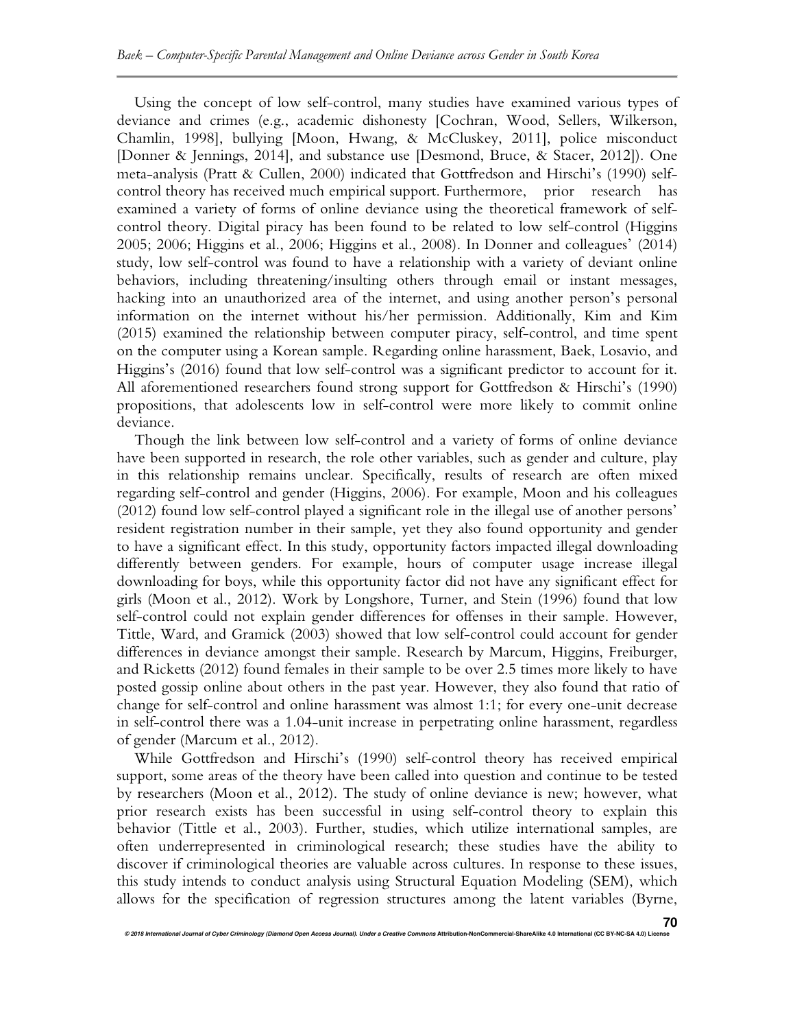Using the concept of low self-control, many studies have examined various types of deviance and crimes (e.g., academic dishonesty [Cochran, Wood, Sellers, Wilkerson, Chamlin, 1998], bullying [Moon, Hwang, & McCluskey, 2011], police misconduct [Donner & Jennings, 2014], and substance use [Desmond, Bruce, & Stacer, 2012]). One meta-analysis (Pratt & Cullen, 2000) indicated that Gottfredson and Hirschi's (1990) self-control theory has received much empirical support. Furthermore, prior research has examined a variety of forms of online deviance using the theoretical framework of self-control theory. Digital piracy has been found to be related to low self-control (Higgins 2005; 2006; Higgins et al., 2006; Higgins et al., 2008). In Donner and colleagues' (2014) study, low self-control was found to have a relationship with a variety of deviant online behaviors, including threatening/insulting others through email or instant messages, hacking into an unauthorized area of the internet, and using another person's personal information on the internet without his/her permission. Additionally, Kim and Kim (2015) examined the relationship between computer piracy, self-control, and time spent on the computer using a Korean sample. Regarding online harassment, Baek, Losavio, and Higgins's (2016) found that low self-control was a significant predictor to account for it. All aforementioned researchers found strong support for Gottfredson & Hirschi's (1990) propositions, that adolescents low in self-control were more likely to commit online deviance.

Though the link between low self-control and a variety of forms of online deviance have been supported in research, the role other variables, such as gender and culture, play in this relationship remains unclear. Specifically, results of research are often mixed regarding self-control and gender (Higgins, 2006). For example, Moon and his colleagues (2012) found low self-control played a significant role in the illegal use of another persons' resident registration number in their sample, yet they also found opportunity and gender to have a significant effect. In this study, opportunity factors impacted illegal downloading differently between genders. For example, hours of computer usage increase illegal downloading for boys, while this opportunity factor did not have any significant effect for girls (Moon et al., 2012). Work by Longshore, Turner, and Stein (1996) found that low self-control could not explain gender differences for offenses in their sample. However, Tittle, Ward, and Gramick (2003) showed that low self-control could account for gender differences in deviance amongst their sample. Research by Marcum, Higgins, Freiburger, and Ricketts (2012) found females in their sample to be over 2.5 times more likely to have posted gossip online about others in the past year. However, they also found that ratio of change for self-control and online harassment was almost 1:1; for every one-unit decrease in self-control there was a 1.04-unit increase in perpetrating online harassment, regardless of gender (Marcum et al., 2012).

While Gottfredson and Hirschi's (1990) self-control theory has received empirical support, some areas of the theory have been called into question and continue to be tested by researchers (Moon et al., 2012). The study of online deviance is new; however, what prior research exists has been successful in using self-control theory to explain this behavior (Tittle et al., 2003). Further, studies, which utilize international samples, are often underrepresented in criminological research; these studies have the ability to discover if criminological theories are valuable across cultures. In response to these issues, this study intends to conduct analysis using Structural Equation Modeling (SEM), which allows for the specification of regression structures among the latent variables (Byrne,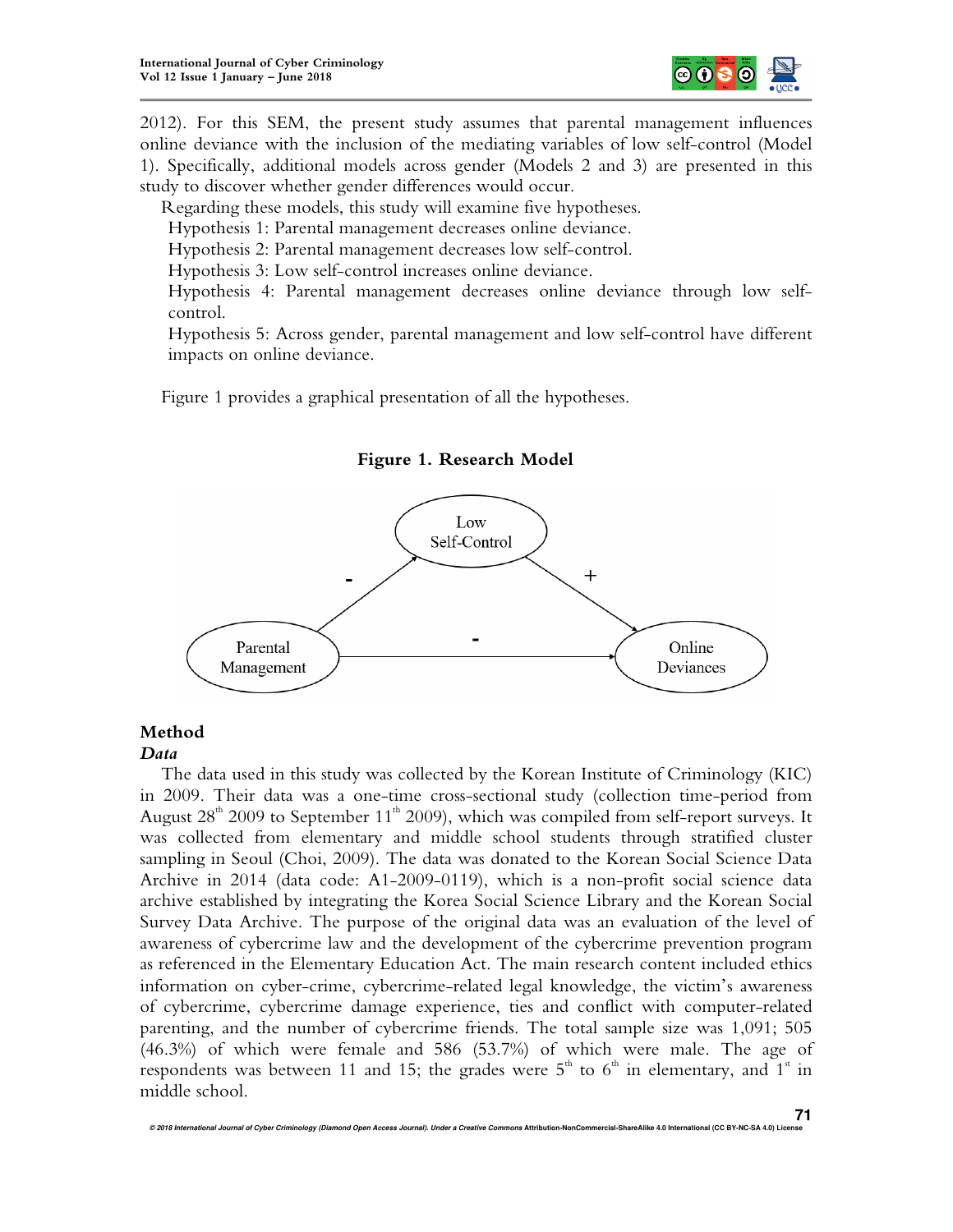2012). For this SEM, the present study assumes that parental management influences online deviance with the inclusion of the mediating variables of low self-control (Model 1). Specifically, additional models across gender (Models 2 and 3) are presented in this study to discover whether gender differences would occur.

Regarding these models, this study will examine five hypotheses.

Hypothesis 1: Parental management decreases online deviance.

Hypothesis 2: Parental management decreases low self-control.

Hypothesis 3: Low self-control increases online deviance.

Hypothesis 4: Parental management decreases online deviance through low self-control.

Hypothesis 5: Across gender, parental management and low self-control have different impacts on online deviance.

Figure 1 provides a graphical presentation of all the hypotheses.

**Figure 1. Research Model**

## Method

### *Data*

The data used in this study was collected by the Korean Institute of Criminology (KIC) in 2009. Their data was a one-time cross-sectional study (collection time-period from August 28th 2009 to September 11th 2009), which was compiled from self-report surveys. It was collected from elementary and middle school students through stratified cluster sampling in Seoul (Choi, 2009). The data was donated to the Korean Social Science Data Archive in 2014 (data code: A1-2009-0119), which is a non-profit social science data archive established by integrating the Korea Social Science Library and the Korean Social Survey Data Archive. The purpose of the original data was an evaluation of the level of awareness of cybercrime law and the development of the cybercrime prevention program as referenced in the Elementary Education Act. The main research content included ethics information on cyber-crime, cybercrime-related legal knowledge, the victim's awareness of cybercrime, cybercrime damage experience, ties and conflict with computer-related parenting, and the number of cybercrime friends. The total sample size was 1,091; 505 (46.3%) of which were female and 586 (53.7%) of which were male. The age of respondents was between 11 and 15; the grades were 5th to 6th in elementary, and 1st in middle school.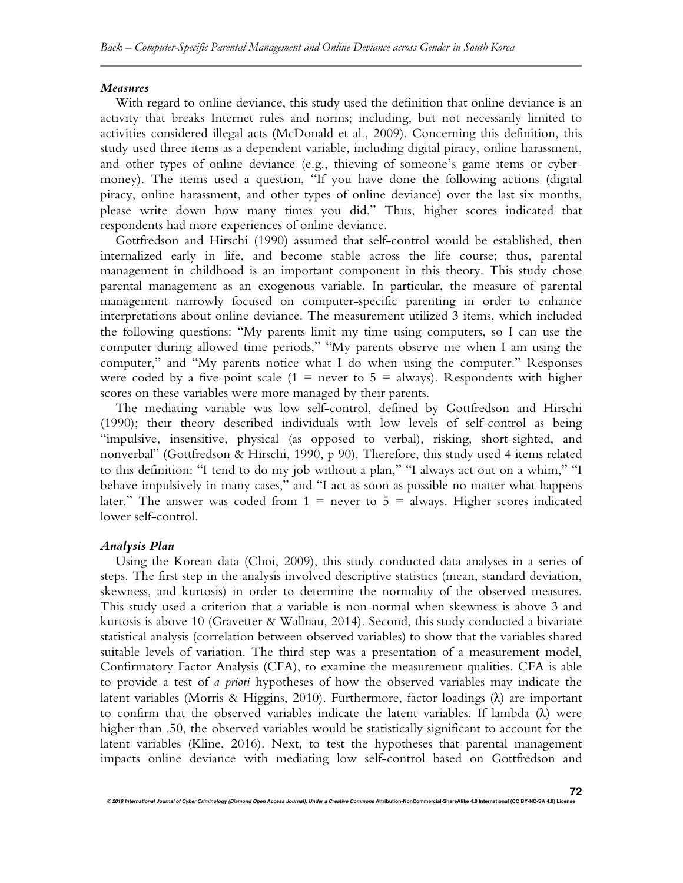### *Measures*

With regard to online deviance, this study used the definition that online deviance is an activity that breaks Internet rules and norms; including, but not necessarily limited to activities considered illegal acts (McDonald et al., 2009). Concerning this definition, this study used three items as a dependent variable, including digital piracy, online harassment, and other types of online deviance (e.g., thieving of someone's game items or cyber-money). The items used a question, "If you have done the following actions (digital piracy, online harassment, and other types of online deviance) over the last six months, please write down how many times you did." Thus, higher scores indicated that respondents had more experiences of online deviance.

Gottfredson and Hirschi (1990) assumed that self-control would be established, then internalized early in life, and become stable across the life course; thus, parental management in childhood is an important component in this theory. This study chose parental management as an exogenous variable. In particular, the measure of parental management narrowly focused on computer-specific parenting in order to enhance interpretations about online deviance. The measurement utilized 3 items, which included the following questions: "My parents limit my time using computers, so I can use the computer during allowed time periods," "My parents observe me when I am using the computer," and "My parents notice what I do when using the computer." Responses were coded by a five-point scale (1 = never to 5 = always). Respondents with higher scores on these variables were more managed by their parents.

The mediating variable was low self-control, defined by Gottfredson and Hirschi (1990); their theory described individuals with low levels of self-control as being "impulsive, insensitive, physical (as opposed to verbal), risking, short-sighted, and nonverbal" (Gottfredson & Hirschi, 1990, p 90). Therefore, this study used 4 items related to this definition: "I tend to do my job without a plan," "I always act out on a whim," "I behave impulsively in many cases," and "I act as soon as possible no matter what happens later." The answer was coded from 1 = never to 5 = always. Higher scores indicated lower self-control.

### *Analysis Plan*

Using the Korean data (Choi, 2009), this study conducted data analyses in a series of steps. The first step in the analysis involved descriptive statistics (mean, standard deviation, skewness, and kurtosis) in order to determine the normality of the observed measures. This study used a criterion that a variable is non-normal when skewness is above 3 and kurtosis is above 10 (Gravetter & Wallnau, 2014). Second, this study conducted a bivariate statistical analysis (correlation between observed variables) to show that the variables shared suitable levels of variation. The third step was a presentation of a measurement model, Confirmatory Factor Analysis (CFA), to examine the measurement qualities. CFA is able to provide a test of *a priori* hypotheses of how the observed variables may indicate the latent variables (Morris & Higgins, 2010). Furthermore, factor loadings ($\lambda$) are important to confirm that the observed variables indicate the latent variables. If lambda ($\lambda$) were higher than .50, the observed variables would be statistically significant to account for the latent variables (Kline, 2016). Next, to test the hypotheses that parental management impacts online deviance with mediating low self-control based on Gottfredson and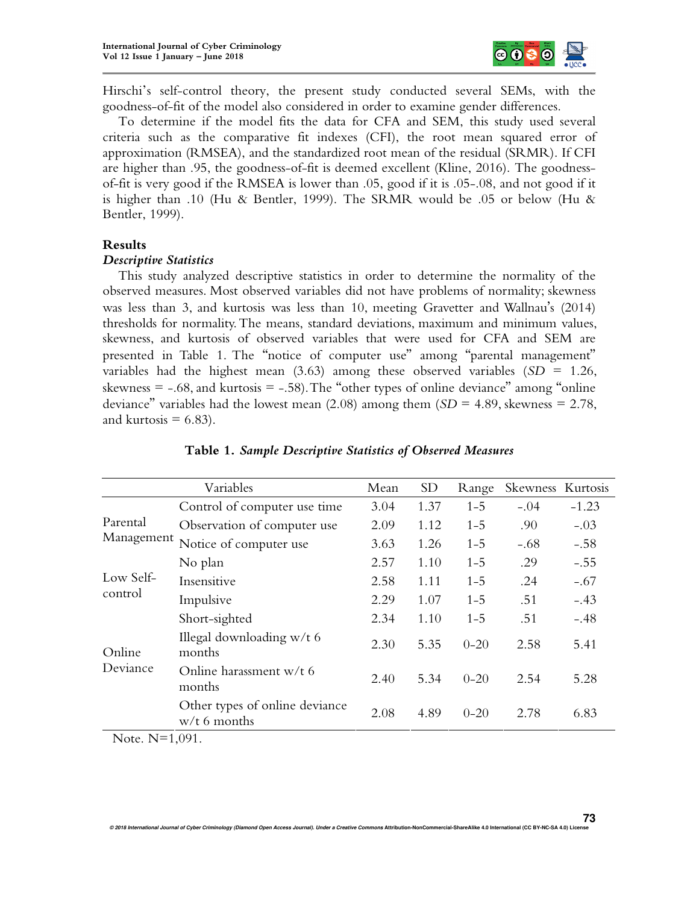Hirschi's self-control theory, the present study conducted several SEMs, with the goodness-of-fit of the model also considered in order to examine gender differences.

To determine if the model fits the data for CFA and SEM, this study used several criteria such as the comparative fit indexes (CFI), the root mean squared error of approximation (RMSEA), and the standardized root mean of the residual (SRMR). If CFI are higher than .95, the goodness-of-fit is deemed excellent (Kline, 2016). The goodness-of-fit is very good if the RMSEA is lower than .05, good if it is .05-.08, and not good if it is higher than .10 (Hu & Bentler, 1999). The SRMR would be .05 or below (Hu & Bentler, 1999).

## Results

### *Descriptive Statistics*

This study analyzed descriptive statistics in order to determine the normality of the observed measures. Most observed variables did not have problems of normality; skewness was less than 3, and kurtosis was less than 10, meeting Gravetter and Wallnau's (2014) thresholds for normality. The means, standard deviations, maximum and minimum values, skewness, and kurtosis of observed variables that were used for CFA and SEM are presented in Table 1. The "notice of computer use" among "parental management" variables had the highest mean (3.63) among these observed variables (*SD* = 1.26, skewness = -.68, and kurtosis = -.58). The "other types of online deviance" among "online deviance" variables had the lowest mean (2.08) among them (*SD* = 4.89, skewness = 2.78, and kurtosis = 6.83).

**Table 1.** ***Sample Descriptive Statistics of Observed Measures***

| | Variables | Mean | SD | Range | Skewness | Kurtosis |
|---|---|---|---|---|---|---|
| Parental Management | Control of computer use time | 3.04 | 1.37 | 1-5 | -.04 | -1.23 |
| | Observation of computer use | 2.09 | 1.12 | 1-5 | .90 | -.03 |
| | Notice of computer use | 3.63 | 1.26 | 1-5 | -.68 | -.58 |
| Low Self-control | No plan | 2.57 | 1.10 | 1-5 | .29 | -.55 |
| | Insensitive | 2.58 | 1.11 | 1-5 | .24 | -.67 |
| | Impulsive | 2.29 | 1.07 | 1-5 | .51 | -.43 |
| | Short-sighted | 2.34 | 1.10 | 1-5 | .51 | -.48 |
| Online Deviance | Illegal downloading w/t 6 months | 2.30 | 5.35 | 0-20 | 2.58 | 5.41 |
| | Online harassment w/t 6 months | 2.40 | 5.34 | 0-20 | 2.54 | 5.28 |
| | Other types of online deviance w/t 6 months | 2.08 | 4.89 | 0-20 | 2.78 | 6.83 |

Note. N=1,091.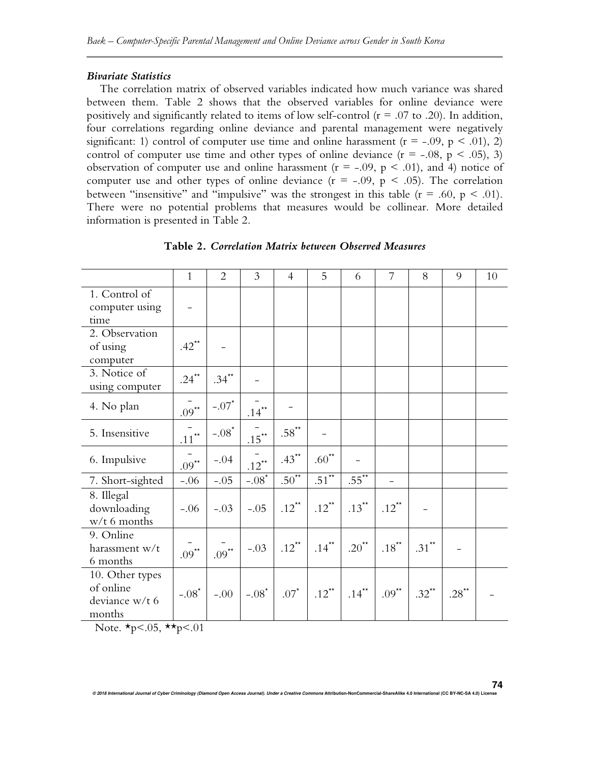### *Bivariate Statistics*

The correlation matrix of observed variables indicated how much variance was shared between them. Table 2 shows that the observed variables for online deviance were positively and significantly related to items of low self-control ($r = .07$ to $.20$). In addition, four correlations regarding online deviance and parental management were negatively significant: 1) control of computer use time and online harassment ($r = -.09$, $p < .01$), 2) control of computer use time and other types of online deviance ($r = -.08$, $p < .05$), 3) observation of computer use and online harassment ($r = -.09$, $p < .01$), and 4) notice of computer use and other types of online deviance ($r = -.09$, $p < .05$). The correlation between "insensitive" and "impulsive" was the strongest in this table ($r = .60$, $p < .01$). There were no potential problems that measures would be collinear. More detailed information is presented in Table 2.

**Table 2.** ***Correlation Matrix between Observed Measures***

| | 1 | 2 | 3 | 4 | 5 | 6 | 7 | 8 | 9 | 10 |
|---|---|---|---|---|---|---|---|---|---|---|
| 1. Control of computer using time | – | | | | | | | | | |
| 2. Observation of using computer | .42** | – | | | | | | | | |
| 3. Notice of using computer | .24** | .34** | – | | | | | | | |
| 4. No plan | –.09** | –.07* | –.14** | – | | | | | | |
| 5. Insensitive | –.11** | –.08* | –.15** | .58** | – | | | | | |
| 6. Impulsive | –.09** | –.04 | –.12** | .43** | .60** | – | | | | |
| 7. Short-sighted | –.06 | –.05 | –.08* | .50** | .51** | .55** | – | | | |
| 8. Illegal downloading w/t 6 months | –.06 | –.03 | –.05 | .12** | .12** | .13** | .12** | – | | |
| 9. Online harassment w/t 6 months | –.09** | –.09** | –.03 | .12** | .14** | .20** | .18** | .31** | – | |
| 10. Other types of online deviance w/t 6 months | –.08* | –.00 | –.08* | .07* | .12** | .14** | .09** | .32** | .28** | – |

Note. *p<.05, **p<.01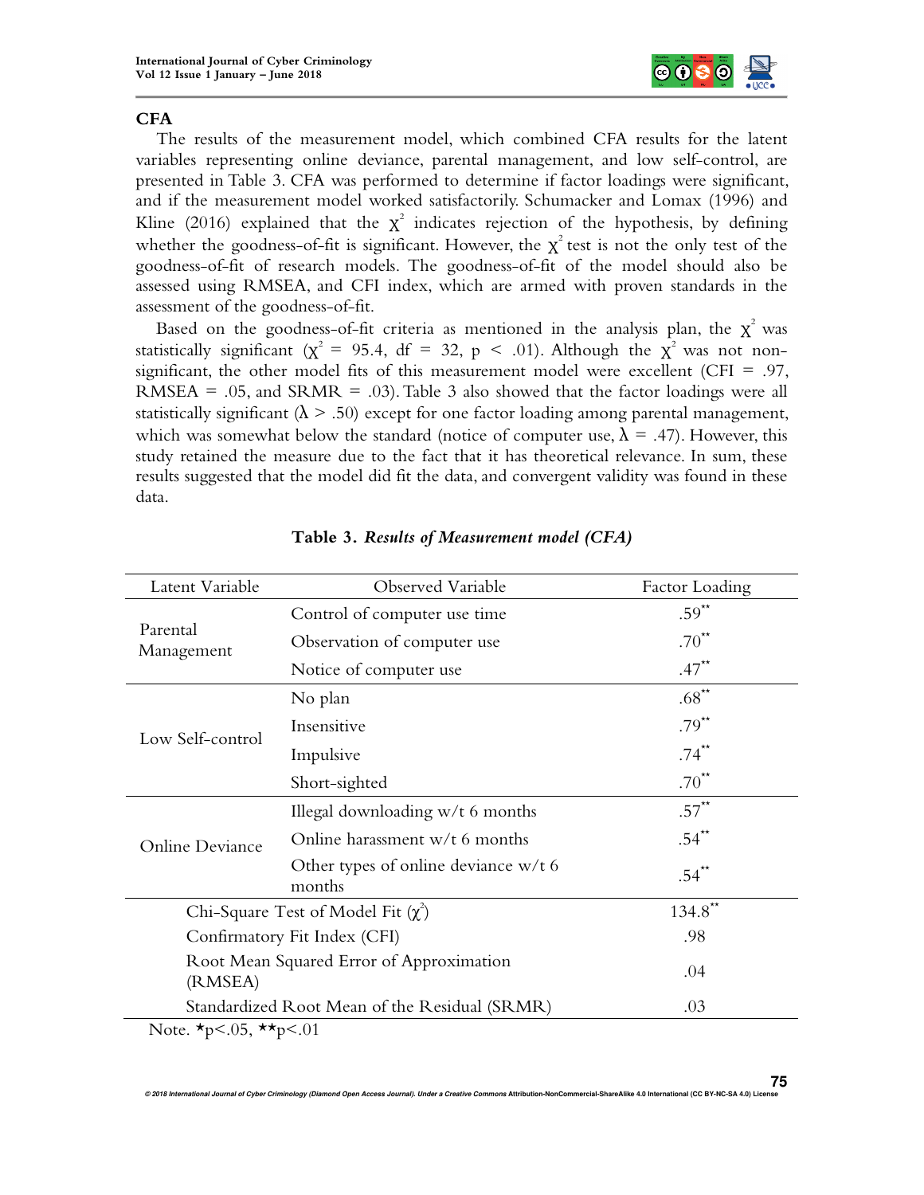## CFA

The results of the measurement model, which combined CFA results for the latent variables representing online deviance, parental management, and low self-control, are presented in Table 3. CFA was performed to determine if factor loadings were significant, and if the measurement model worked satisfactorily. Schumacker and Lomax (1996) and Kline (2016) explained that the $\chi^2$ indicates rejection of the hypothesis, by defining whether the goodness-of-fit is significant. However, the $\chi^2$ test is not the only test of the goodness-of-fit of research models. The goodness-of-fit of the model should also be assessed using RMSEA, and CFI index, which are armed with proven standards in the assessment of the goodness-of-fit.

Based on the goodness-of-fit criteria as mentioned in the analysis plan, the $\chi^2$ was statistically significant ($\chi^2$ = 95.4, df = 32, p < .01). Although the $\chi^2$ was not non-significant, the other model fits of this measurement model were excellent (CFI = .97, RMSEA = .05, and SRMR = .03). Table 3 also showed that the factor loadings were all statistically significant ($\lambda$ > .50) except for one factor loading among parental management, which was somewhat below the standard (notice of computer use, $\lambda$ = .47). However, this study retained the measure due to the fact that it has theoretical relevance. In sum, these results suggested that the model did fit the data, and convergent validity was found in these data.

**Table 3.** ***Results of Measurement model (CFA)***

| Latent Variable | Observed Variable | Factor Loading |
|---|---|---|
| Parental Management | Control of computer use time | .59** |
| | Observation of computer use | .70** |
| | Notice of computer use | .47** |
| Low Self-control | No plan | .68** |
| | Insensitive | .79** |
| | Impulsive | .74** |
| | Short-sighted | .70** |
| Online Deviance | Illegal downloading w/t 6 months | .57** |
| | Online harassment w/t 6 months | .54** |
| | Other types of online deviance w/t 6 months | .54** |
| Chi-Square Test of Model Fit ($\chi^2$) | | 134.8** |
| Confirmatory Fit Index (CFI) | | .98 |
| Root Mean Squared Error of Approximation (RMSEA) | | .04 |
| Standardized Root Mean of the Residual (SRMR) | | .03 |

Note. *p<.05, **p<.01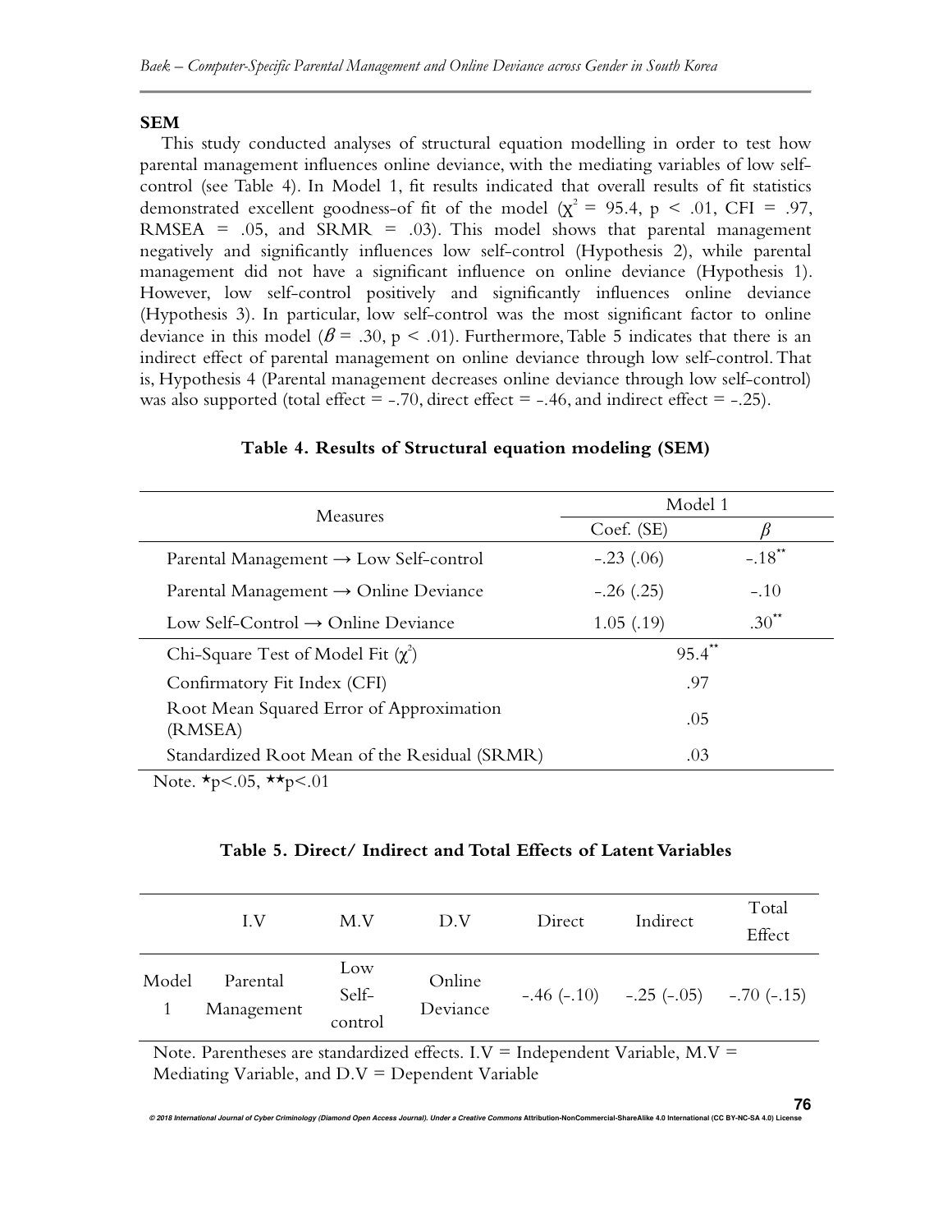## SEM

This study conducted analyses of structural equation modelling in order to test how parental management influences online deviance, with the mediating variables of low self-control (see Table 4). In Model 1, fit results indicated that overall results of fit statistics demonstrated excellent goodness-of fit of the model ($\chi^2$ = 95.4, $p$ < .01, CFI = .97, RMSEA = .05, and SRMR = .03). This model shows that parental management negatively and significantly influences low self-control (Hypothesis 2), while parental management did not have a significant influence on online deviance (Hypothesis 1). However, low self-control positively and significantly influences online deviance (Hypothesis 3). In particular, low self-control was the most significant factor to online deviance in this model ($\beta$ = .30, $p$ < .01). Furthermore, Table 5 indicates that there is an indirect effect of parental management on online deviance through low self-control. That is, Hypothesis 4 (Parental management decreases online deviance through low self-control) was also supported (total effect = -.70, direct effect = -.46, and indirect effect = -.25).

**Table 4. Results of Structural equation modeling (SEM)**

| Measures | Model 1 | |
|---|---|---|
| | Coef. (SE) | $\beta$ |
| Parental Management → Low Self-control | -.23 (.06) | -.18** |
| Parental Management → Online Deviance | -.26 (.25) | -.10 |
| Low Self-Control → Online Deviance | 1.05 (.19) | .30** |
| Chi-Square Test of Model Fit ($\chi^2$) | 95.4** | |
| Confirmatory Fit Index (CFI) | .97 | |
| Root Mean Squared Error of Approximation (RMSEA) | .05 | |
| Standardized Root Mean of the Residual (SRMR) | .03 | |

Note. *p<.05, **p<.01

**Table 5. Direct/ Indirect and Total Effects of Latent Variables**

| | I.V | M.V | D.V | Direct | Indirect | Total Effect |
|---|---|---|---|---|---|---|
| Model 1 | Parental Management | Low Self-control | Online Deviance | -.46 (-.10) | -.25 (-.05) | -.70 (-.15) |

Note. Parentheses are standardized effects. I.V = Independent Variable, M.V = Mediating Variable, and D.V = Dependent Variable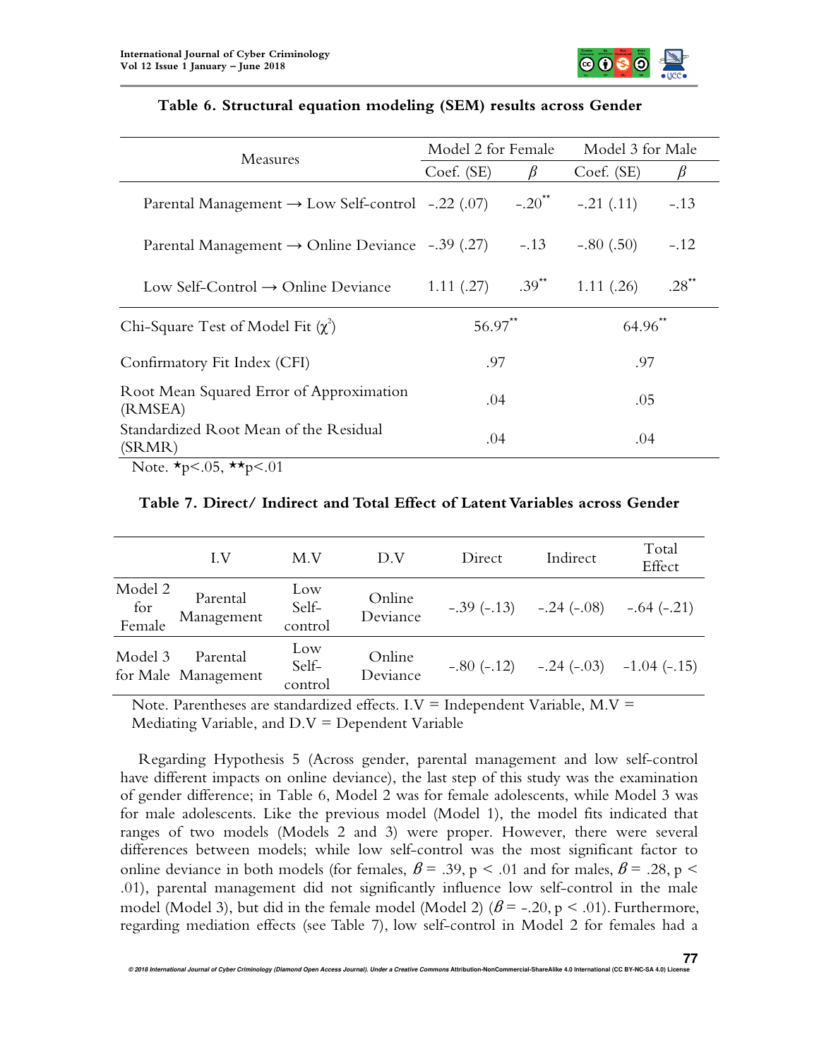**Table 6. Structural equation modeling (SEM) results across Gender**

| Measures | Model 2 for Female | | Model 3 for Male | |
|---|---|---|---|---|
| | Coef. (SE) | $\beta$ | Coef. (SE) | $\beta$ |
| Parental Management → Low Self-control | -.22 (.07) | -.20** | -.21 (.11) | -.13 |
| Parental Management → Online Deviance | -.39 (.27) | -.13 | -.80 (.50) | -.12 |
| Low Self-Control → Online Deviance | 1.11 (.27) | .39** | 1.11 (.26) | .28** |
| Chi-Square Test of Model Fit ($\chi^2$) | 56.97** | | 64.96** | |
| Confirmatory Fit Index (CFI) | .97 | | .97 | |
| Root Mean Squared Error of Approximation (RMSEA) | .04 | | .05 | |
| Standardized Root Mean of the Residual (SRMR) | .04 | | .04 | |

Note. *p<.05, **p<.01

**Table 7. Direct/ Indirect and Total Effect of Latent Variables across Gender**

| | I.V | M.V | D.V | Direct | Indirect | Total Effect |
|---|---|---|---|---|---|---|
| Model 2 for Female | Parental Management | Low Self-control | Online Deviance | -.39 (-.13) | -.24 (-.08) | -.64 (-.21) |
| Model 3 for Male | Parental Management | Low Self-control | Online Deviance | -.80 (-.12) | -.24 (-.03) | -1.04 (-.15) |

Note. Parentheses are standardized effects. I.V = Independent Variable, M.V = Mediating Variable, and D.V = Dependent Variable

Regarding Hypothesis 5 (Across gender, parental management and low self-control have different impacts on online deviance), the last step of this study was the examination of gender difference; in Table 6, Model 2 was for female adolescents, while Model 3 was for male adolescents. Like the previous model (Model 1), the model fits indicated that ranges of two models (Models 2 and 3) were proper. However, there were several differences between models; while low self-control was the most significant factor to online deviance in both models (for females, $\beta$ = .39, $p$ < .01 and for males, $\beta$ = .28, $p$ < .01), parental management did not significantly influence low self-control in the male model (Model 3), but did in the female model (Model 2) ($\beta$ = -.20, $p$ < .01). Furthermore, regarding mediation effects (see Table 7), low self-control in Model 2 for females had a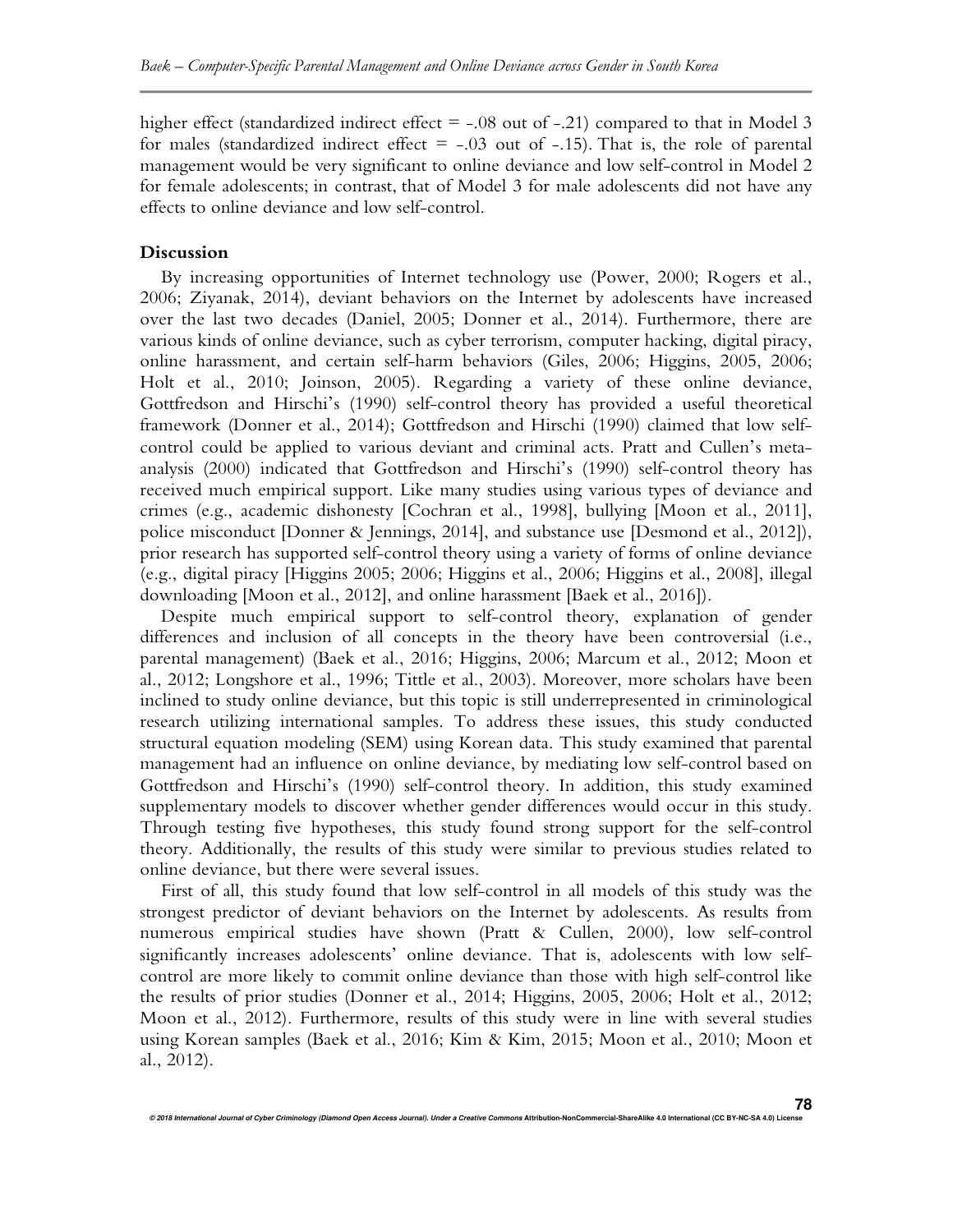higher effect (standardized indirect effect = -.08 out of -.21) compared to that in Model 3 for males (standardized indirect effect = -.03 out of -.15). That is, the role of parental management would be very significant to online deviance and low self-control in Model 2 for female adolescents; in contrast, that of Model 3 for male adolescents did not have any effects to online deviance and low self-control.

## Discussion

By increasing opportunities of Internet technology use (Power, 2000; Rogers et al., 2006; Ziyanak, 2014), deviant behaviors on the Internet by adolescents have increased over the last two decades (Daniel, 2005; Donner et al., 2014). Furthermore, there are various kinds of online deviance, such as cyber terrorism, computer hacking, digital piracy, online harassment, and certain self-harm behaviors (Giles, 2006; Higgins, 2005, 2006; Holt et al., 2010; Joinson, 2005). Regarding a variety of these online deviance, Gottfredson and Hirschi's (1990) self-control theory has provided a useful theoretical framework (Donner et al., 2014); Gottfredson and Hirschi (1990) claimed that low self-control could be applied to various deviant and criminal acts. Pratt and Cullen's meta-analysis (2000) indicated that Gottfredson and Hirschi's (1990) self-control theory has received much empirical support. Like many studies using various types of deviance and crimes (e.g., academic dishonesty [Cochran et al., 1998], bullying [Moon et al., 2011], police misconduct [Donner & Jennings, 2014], and substance use [Desmond et al., 2012]), prior research has supported self-control theory using a variety of forms of online deviance (e.g., digital piracy [Higgins 2005; 2006; Higgins et al., 2006; Higgins et al., 2008], illegal downloading [Moon et al., 2012], and online harassment [Baek et al., 2016]).

Despite much empirical support to self-control theory, explanation of gender differences and inclusion of all concepts in the theory have been controversial (i.e., parental management) (Baek et al., 2016; Higgins, 2006; Marcum et al., 2012; Moon et al., 2012; Longshore et al., 1996; Tittle et al., 2003). Moreover, more scholars have been inclined to study online deviance, but this topic is still underrepresented in criminological research utilizing international samples. To address these issues, this study conducted structural equation modeling (SEM) using Korean data. This study examined that parental management had an influence on online deviance, by mediating low self-control based on Gottfredson and Hirschi's (1990) self-control theory. In addition, this study examined supplementary models to discover whether gender differences would occur in this study. Through testing five hypotheses, this study found strong support for the self-control theory. Additionally, the results of this study were similar to previous studies related to online deviance, but there were several issues.

First of all, this study found that low self-control in all models of this study was the strongest predictor of deviant behaviors on the Internet by adolescents. As results from numerous empirical studies have shown (Pratt & Cullen, 2000), low self-control significantly increases adolescents' online deviance. That is, adolescents with low self-control are more likely to commit online deviance than those with high self-control like the results of prior studies (Donner et al., 2014; Higgins, 2005, 2006; Holt et al., 2012; Moon et al., 2012). Furthermore, results of this study were in line with several studies using Korean samples (Baek et al., 2016; Kim & Kim, 2015; Moon et al., 2010; Moon et al., 2012).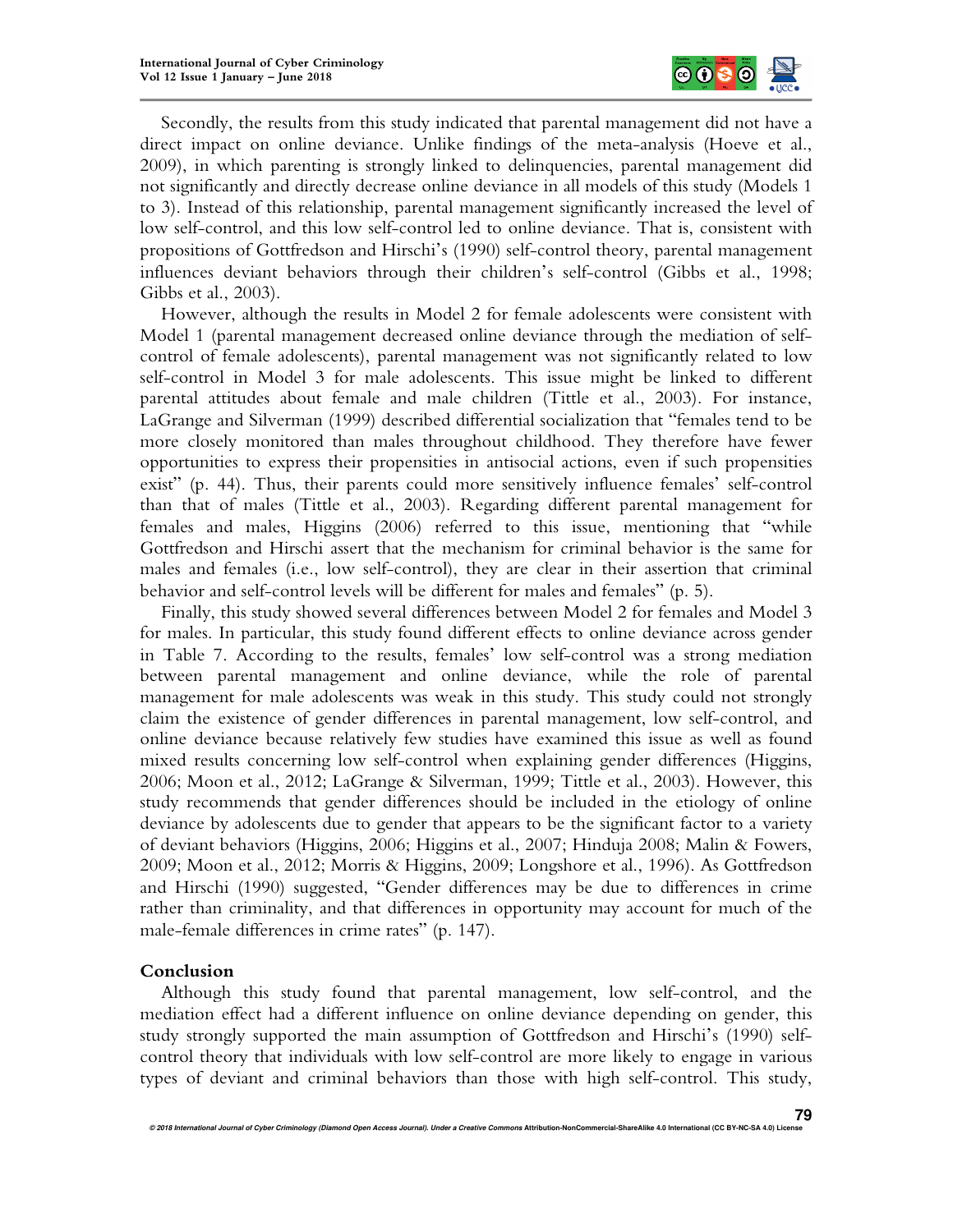Secondly, the results from this study indicated that parental management did not have a direct impact on online deviance. Unlike findings of the meta-analysis (Hoeve et al., 2009), in which parenting is strongly linked to delinquencies, parental management did not significantly and directly decrease online deviance in all models of this study (Models 1 to 3). Instead of this relationship, parental management significantly increased the level of low self-control, and this low self-control led to online deviance. That is, consistent with propositions of Gottfredson and Hirschi's (1990) self-control theory, parental management influences deviant behaviors through their children's self-control (Gibbs et al., 1998; Gibbs et al., 2003).

However, although the results in Model 2 for female adolescents were consistent with Model 1 (parental management decreased online deviance through the mediation of self-control of female adolescents), parental management was not significantly related to low self-control in Model 3 for male adolescents. This issue might be linked to different parental attitudes about female and male children (Tittle et al., 2003). For instance, LaGrange and Silverman (1999) described differential socialization that "females tend to be more closely monitored than males throughout childhood. They therefore have fewer opportunities to express their propensities in antisocial actions, even if such propensities exist" (p. 44). Thus, their parents could more sensitively influence females' self-control than that of males (Tittle et al., 2003). Regarding different parental management for females and males, Higgins (2006) referred to this issue, mentioning that "while Gottfredson and Hirschi assert that the mechanism for criminal behavior is the same for males and females (i.e., low self-control), they are clear in their assertion that criminal behavior and self-control levels will be different for males and females" (p. 5).

Finally, this study showed several differences between Model 2 for females and Model 3 for males. In particular, this study found different effects to online deviance across gender in Table 7. According to the results, females' low self-control was a strong mediation between parental management and online deviance, while the role of parental management for male adolescents was weak in this study. This study could not strongly claim the existence of gender differences in parental management, low self-control, and online deviance because relatively few studies have examined this issue as well as found mixed results concerning low self-control when explaining gender differences (Higgins, 2006; Moon et al., 2012; LaGrange & Silverman, 1999; Tittle et al., 2003). However, this study recommends that gender differences should be included in the etiology of online deviance by adolescents due to gender that appears to be the significant factor to a variety of deviant behaviors (Higgins, 2006; Higgins et al., 2007; Hinduja 2008; Malin & Fowers, 2009; Moon et al., 2012; Morris & Higgins, 2009; Longshore et al., 1996). As Gottfredson and Hirschi (1990) suggested, "Gender differences may be due to differences in crime rather than criminality, and that differences in opportunity may account for much of the male-female differences in crime rates" (p. 147).

## Conclusion

Although this study found that parental management, low self-control, and the mediation effect had a different influence on online deviance depending on gender, this study strongly supported the main assumption of Gottfredson and Hirschi's (1990) self-control theory that individuals with low self-control are more likely to engage in various types of deviant and criminal behaviors than those with high self-control. This study,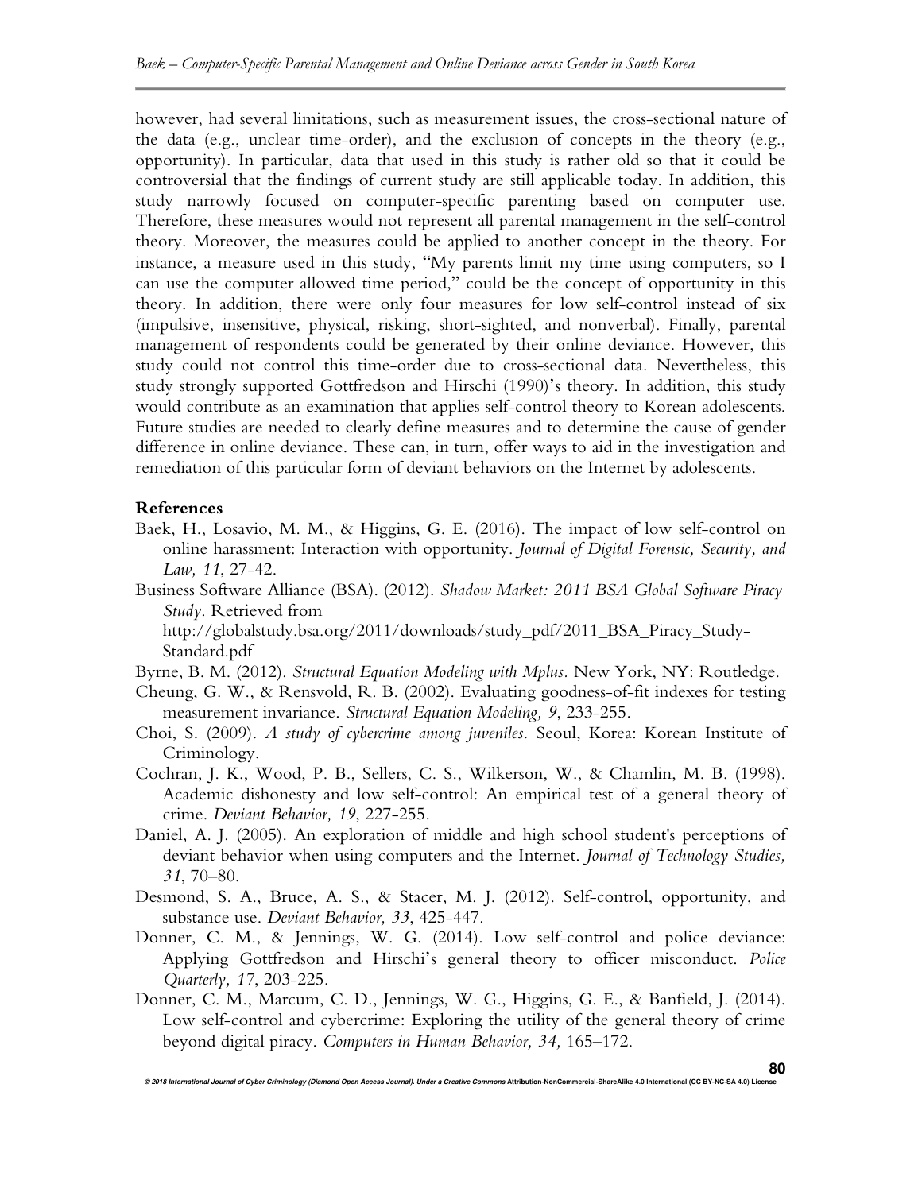however, had several limitations, such as measurement issues, the cross-sectional nature of the data (e.g., unclear time-order), and the exclusion of concepts in the theory (e.g., opportunity). In particular, data that used in this study is rather old so that it could be controversial that the findings of current study are still applicable today. In addition, this study narrowly focused on computer-specific parenting based on computer use. Therefore, these measures would not represent all parental management in the self-control theory. Moreover, the measures could be applied to another concept in the theory. For instance, a measure used in this study, "My parents limit my time using computers, so I can use the computer allowed time period," could be the concept of opportunity in this theory. In addition, there were only four measures for low self-control instead of six (impulsive, insensitive, physical, risking, short-sighted, and nonverbal). Finally, parental management of respondents could be generated by their online deviance. However, this study could not control this time-order due to cross-sectional data. Nevertheless, this study strongly supported Gottfredson and Hirschi (1990)'s theory. In addition, this study would contribute as an examination that applies self-control theory to Korean adolescents. Future studies are needed to clearly define measures and to determine the cause of gender difference in online deviance. These can, in turn, offer ways to aid in the investigation and remediation of this particular form of deviant behaviors on the Internet by adolescents.

## References

Baek, H., Losavio, M. M., & Higgins, G. E. (2016). The impact of low self-control on online harassment: Interaction with opportunity. *Journal of Digital Forensic, Security, and Law, 11*, 27-42.

Business Software Alliance (BSA). (2012). *Shadow Market: 2011 BSA Global Software Piracy Study*. Retrieved from http://globalstudy.bsa.org/2011/downloads/study_pdf/2011_BSA_Piracy_Study-Standard.pdf

Byrne, B. M. (2012). *Structural Equation Modeling with Mplus*. New York, NY: Routledge.

Cheung, G. W., & Rensvold, R. B. (2002). Evaluating goodness-of-fit indexes for testing measurement invariance. *Structural Equation Modeling, 9*, 233-255.

Choi, S. (2009). *A study of cybercrime among juveniles*. Seoul, Korea: Korean Institute of Criminology.

Cochran, J. K., Wood, P. B., Sellers, C. S., Wilkerson, W., & Chamlin, M. B. (1998). Academic dishonesty and low self-control: An empirical test of a general theory of crime. *Deviant Behavior, 19*, 227-255.

Daniel, A. J. (2005). An exploration of middle and high school student's perceptions of deviant behavior when using computers and the Internet. *Journal of Technology Studies, 31*, 70–80.

Desmond, S. A., Bruce, A. S., & Stacer, M. J. (2012). Self-control, opportunity, and substance use. *Deviant Behavior, 33*, 425-447.

Donner, C. M., & Jennings, W. G. (2014). Low self-control and police deviance: Applying Gottfredson and Hirschi's general theory to officer misconduct. *Police Quarterly, 17*, 203-225.

Donner, C. M., Marcum, C. D., Jennings, W. G., Higgins, G. E., & Banfield, J. (2014). Low self-control and cybercrime: Exploring the utility of the general theory of crime beyond digital piracy. *Computers in Human Behavior, 34,* 165–172.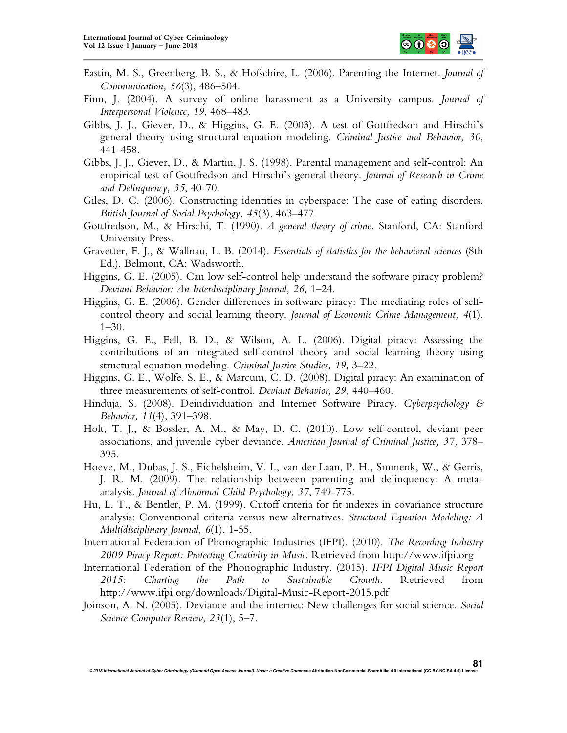Eastin, M. S., Greenberg, B. S., & Hofschire, L. (2006). Parenting the Internet. *Journal of Communication, 56*(3), 486–504.

Finn, J. (2004). A survey of online harassment as a University campus. *Journal of Interpersonal Violence, 19*, 468–483.

Gibbs, J. J., Giever, D., & Higgins, G. E. (2003). A test of Gottfredson and Hirschi's general theory using structural equation modeling. *Criminal Justice and Behavior, 30*, 441-458.

Gibbs, J. J., Giever, D., & Martin, J. S. (1998). Parental management and self-control: An empirical test of Gottfredson and Hirschi's general theory. *Journal of Research in Crime and Delinquency, 35*, 40-70.

Giles, D. C. (2006). Constructing identities in cyberspace: The case of eating disorders. *British Journal of Social Psychology, 45*(3), 463–477.

Gottfredson, M., & Hirschi, T. (1990). *A general theory of crime*. Stanford, CA: Stanford University Press.

Gravetter, F. J., & Wallnau, L. B. (2014). *Essentials of statistics for the behavioral sciences* (8th Ed.). Belmont, CA: Wadsworth.

Higgins, G. E. (2005). Can low self-control help understand the software piracy problem? *Deviant Behavior: An Interdisciplinary Journal, 26,* 1–24.

Higgins, G. E. (2006). Gender differences in software piracy: The mediating roles of self-control theory and social learning theory. *Journal of Economic Crime Management, 4*(1), 1–30.

Higgins, G. E., Fell, B. D., & Wilson, A. L. (2006). Digital piracy: Assessing the contributions of an integrated self-control theory and social learning theory using structural equation modeling. *Criminal Justice Studies, 19,* 3–22.

Higgins, G. E., Wolfe, S. E., & Marcum, C. D. (2008). Digital piracy: An examination of three measurements of self-control. *Deviant Behavior, 29,* 440–460.

Hinduja, S. (2008). Deindividuation and Internet Software Piracy. *Cyberpsychology & Behavior, 11*(4), 391–398.

Holt, T. J., & Bossler, A. M., & May, D. C. (2010). Low self-control, deviant peer associations, and juvenile cyber deviance. *American Journal of Criminal Justice, 37,* 378–395.

Hoeve, M., Dubas, J. S., Eichelsheim, V. I., van der Laan, P. H., Smmenk, W., & Gerris, J. R. M. (2009). The relationship between parenting and delinquency: A meta-analysis. *Journal of Abnormal Child Psychology, 37*, 749-775.

Hu, L. T., & Bentler, P. M. (1999). Cutoff criteria for fit indexes in covariance structure analysis: Conventional criteria versus new alternatives. *Structural Equation Modeling: A Multidisciplinary Journal, 6*(1), 1-55.

International Federation of Phonographic Industries (IFPI). (2010). *The Recording Industry 2009 Piracy Report: Protecting Creativity in Music.* Retrieved from http://www.ifpi.org

International Federation of the Phonographic Industry. (2015). *IFPI Digital Music Report 2015: Charting the Path to Sustainable Growth.* Retrieved from http://www.ifpi.org/downloads/Digital-Music-Report-2015.pdf

Joinson, A. N. (2005). Deviance and the internet: New challenges for social science. *Social Science Computer Review, 23*(1), 5–7.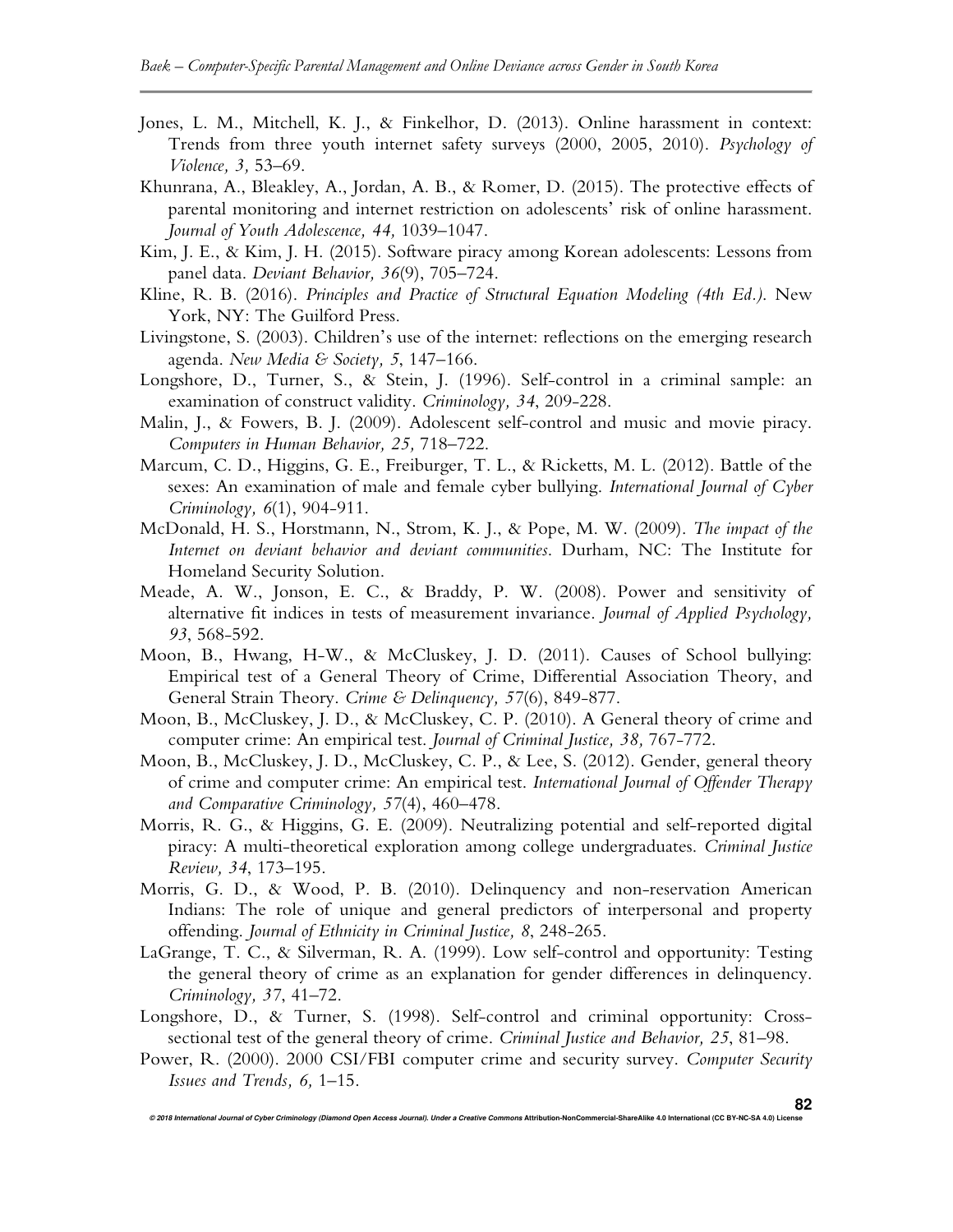Jones, L. M., Mitchell, K. J., & Finkelhor, D. (2013). Online harassment in context: Trends from three youth internet safety surveys (2000, 2005, 2010). *Psychology of Violence, 3,* 53–69.

Khunrana, A., Bleakley, A., Jordan, A. B., & Romer, D. (2015). The protective effects of parental monitoring and internet restriction on adolescents' risk of online harassment. *Journal of Youth Adolescence, 44,* 1039–1047.

Kim, J. E., & Kim, J. H. (2015). Software piracy among Korean adolescents: Lessons from panel data. *Deviant Behavior, 36*(9), 705–724.

Kline, R. B. (2016). *Principles and Practice of Structural Equation Modeling (4th Ed.).* New York, NY: The Guilford Press.

Livingstone, S. (2003). Children's use of the internet: reflections on the emerging research agenda. *New Media & Society, 5*, 147–166.

Longshore, D., Turner, S., & Stein, J. (1996). Self-control in a criminal sample: an examination of construct validity. *Criminology, 34*, 209-228.

Malin, J., & Fowers, B. J. (2009). Adolescent self-control and music and movie piracy. *Computers in Human Behavior, 25,* 718–722.

Marcum, C. D., Higgins, G. E., Freiburger, T. L., & Ricketts, M. L. (2012). Battle of the sexes: An examination of male and female cyber bullying. *International Journal of Cyber Criminology, 6*(1), 904-911.

McDonald, H. S., Horstmann, N., Strom, K. J., & Pope, M. W. (2009). *The impact of the Internet on deviant behavior and deviant communities*. Durham, NC: The Institute for Homeland Security Solution.

Meade, A. W., Jonson, E. C., & Braddy, P. W. (2008). Power and sensitivity of alternative fit indices in tests of measurement invariance. *Journal of Applied Psychology, 93*, 568-592.

Moon, B., Hwang, H-W., & McCluskey, J. D. (2011). Causes of School bullying: Empirical test of a General Theory of Crime, Differential Association Theory, and General Strain Theory. *Crime & Delinquency, 57*(6), 849-877.

Moon, B., McCluskey, J. D., & McCluskey, C. P. (2010). A General theory of crime and computer crime: An empirical test. *Journal of Criminal Justice, 38,* 767-772.

Moon, B., McCluskey, J. D., McCluskey, C. P., & Lee, S. (2012). Gender, general theory of crime and computer crime: An empirical test. *International Journal of Offender Therapy and Comparative Criminology, 57*(4), 460–478.

Morris, R. G., & Higgins, G. E. (2009). Neutralizing potential and self-reported digital piracy: A multi-theoretical exploration among college undergraduates. *Criminal Justice Review, 34*, 173–195.

Morris, G. D., & Wood, P. B. (2010). Delinquency and non-reservation American Indians: The role of unique and general predictors of interpersonal and property offending. *Journal of Ethnicity in Criminal Justice, 8*, 248-265.

LaGrange, T. C., & Silverman, R. A. (1999). Low self-control and opportunity: Testing the general theory of crime as an explanation for gender differences in delinquency. *Criminology, 37*, 41–72.

Longshore, D., & Turner, S. (1998). Self-control and criminal opportunity: Cross-sectional test of the general theory of crime. *Criminal Justice and Behavior, 25*, 81–98.

Power, R. (2000). 2000 CSI/FBI computer crime and security survey. *Computer Security Issues and Trends, 6,* 1–15.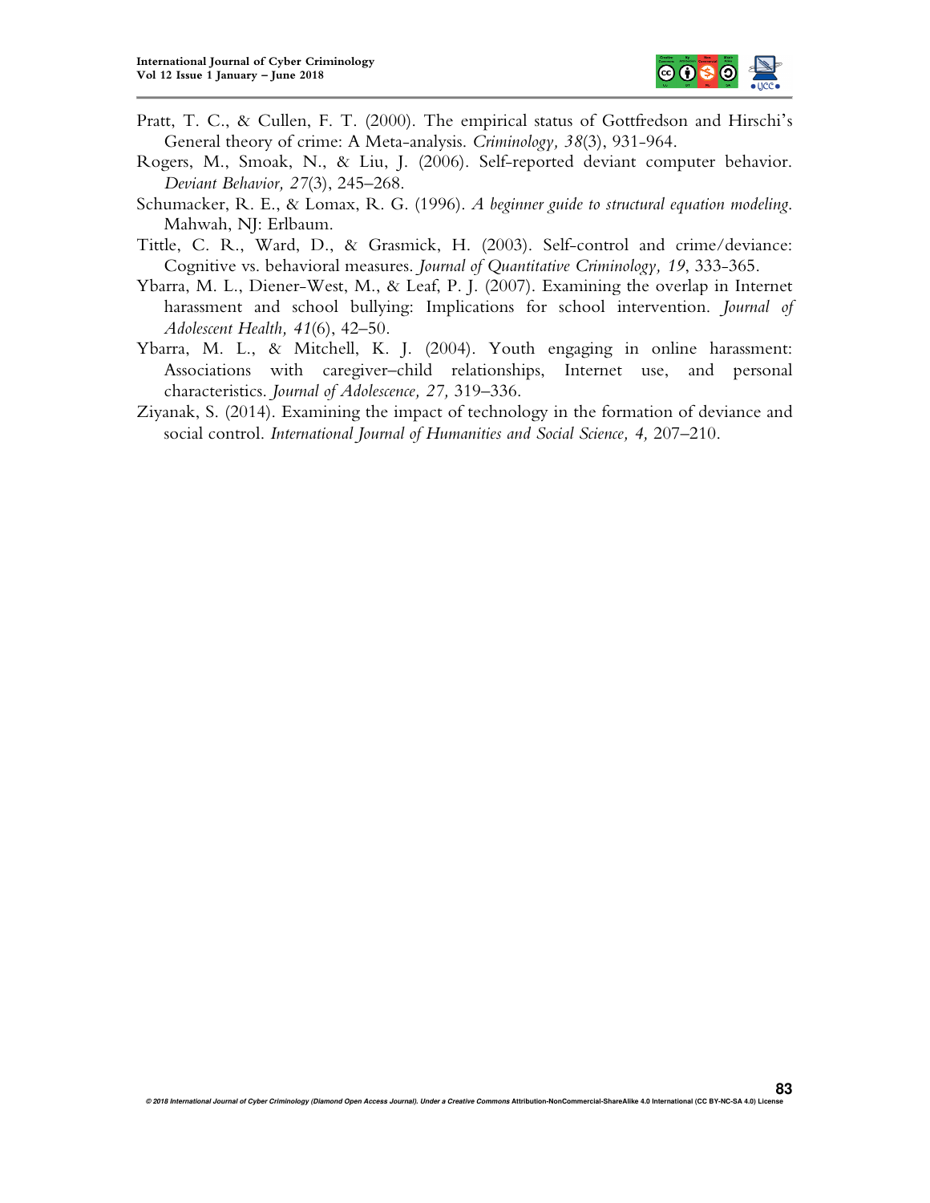Pratt, T. C., & Cullen, F. T. (2000). The empirical status of Gottfredson and Hirschi's General theory of crime: A Meta-analysis. *Criminology, 38*(3), 931-964.

Rogers, M., Smoak, N., & Liu, J. (2006). Self-reported deviant computer behavior. *Deviant Behavior, 27*(3), 245–268.

Schumacker, R. E., & Lomax, R. G. (1996). *A beginner guide to structural equation modeling*. Mahwah, NJ: Erlbaum.

Tittle, C. R., Ward, D., & Grasmick, H. (2003). Self-control and crime/deviance: Cognitive vs. behavioral measures. *Journal of Quantitative Criminology, 19*, 333-365.

Ybarra, M. L., Diener-West, M., & Leaf, P. J. (2007). Examining the overlap in Internet harassment and school bullying: Implications for school intervention. *Journal of Adolescent Health, 41*(6), 42–50.

Ybarra, M. L., & Mitchell, K. J. (2004). Youth engaging in online harassment: Associations with caregiver–child relationships, Internet use, and personal characteristics. *Journal of Adolescence, 27,* 319–336.

Ziyanak, S. (2014). Examining the impact of technology in the formation of deviance and social control. *International Journal of Humanities and Social Science, 4,* 207–210.